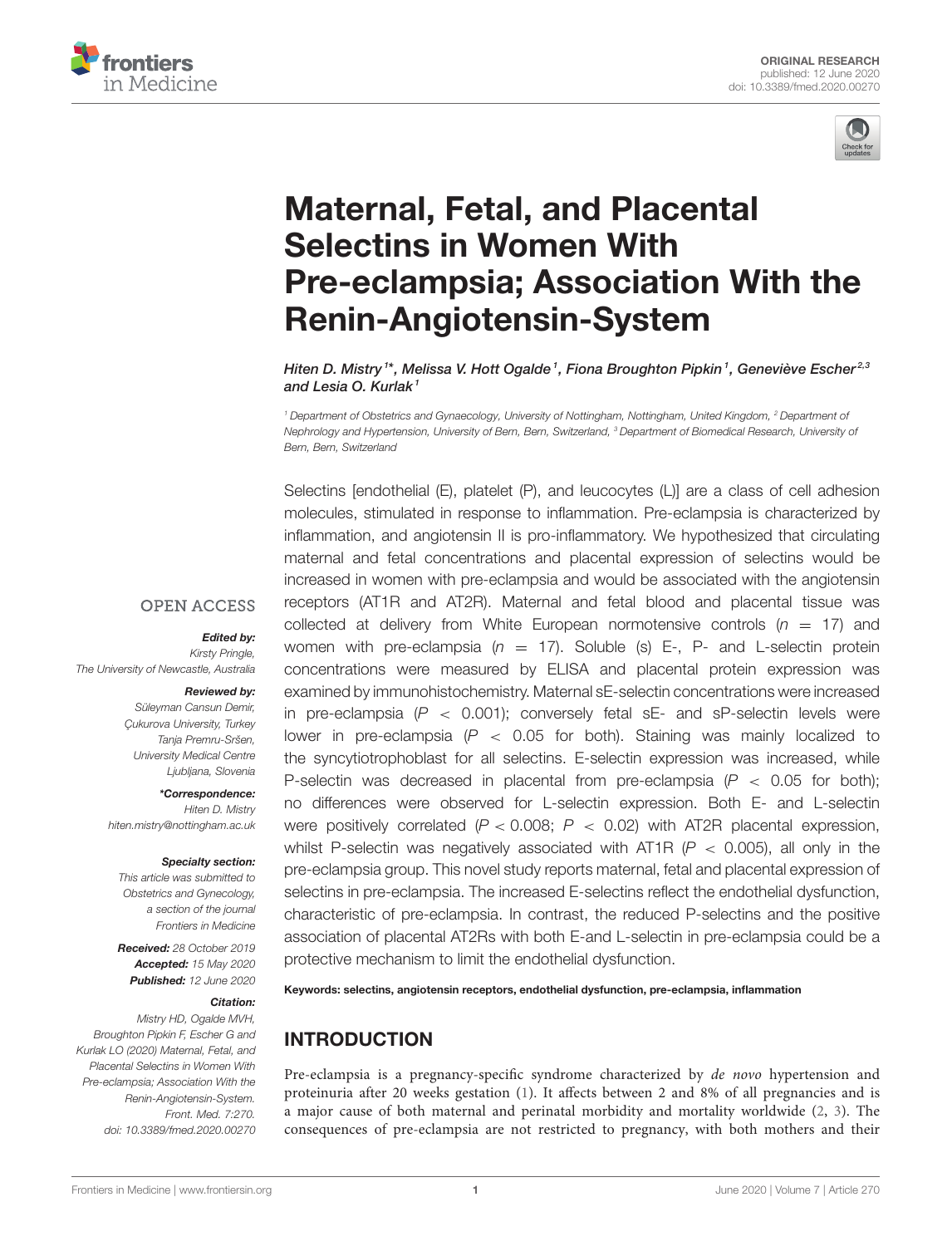ORIGINAL RESEARCH
published: 12 June 2020
doi: 10.3389/fmed.2020.00270

# Maternal, Fetal, and Placental Selectins in Women With Pre-eclampsia; Association With the Renin-Angiotensin-System

*Hiten D. Mistry[1]\*, Melissa V. Hott Ogalde[1], Fiona Broughton Pipkin[1], Geneviève Escher[2,3] and Lesia O. Kurlak[1]*

[1] Department of Obstetrics and Gynaecology, University of Nottingham, Nottingham, United Kingdom, [2] Department of Nephrology and Hypertension, University of Bern, Bern, Switzerland, [3] Department of Biomedical Research, University of Bern, Bern, Switzerland

Selectins [endothelial (E), platelet (P), and leucocytes (L)] are a class of cell adhesion molecules, stimulated in response to inflammation. Pre-eclampsia is characterized by inflammation, and angiotensin II is pro-inflammatory. We hypothesized that circulating maternal and fetal concentrations and placental expression of selectins would be increased in women with pre-eclampsia and would be associated with the angiotensin receptors (AT1R and AT2R). Maternal and fetal blood and placental tissue was collected at delivery from White European normotensive controls ($n = 17$) and women with pre-eclampsia ($n = 17$). Soluble (s) E-, P- and L-selectin protein concentrations were measured by ELISA and placental protein expression was examined by immunohistochemistry. Maternal sE-selectin concentrations were increased in pre-eclampsia ($P < 0.001$); conversely fetal sE- and sP-selectin levels were lower in pre-eclampsia ($P < 0.05$ for both). Staining was mainly localized to the syncytiotrophoblast for all selectins. E-selectin expression was increased, while P-selectin was decreased in placental from pre-eclampsia ($P < 0.05$ for both); no differences were observed for L-selectin expression. Both E- and L-selectin were positively correlated ($P < 0.008$; $P < 0.02$) with AT2R placental expression, whilst P-selectin was negatively associated with AT1R ($P < 0.005$), all only in the pre-eclampsia group. This novel study reports maternal, fetal and placental expression of selectins in pre-eclampsia. The increased E-selectins reflect the endothelial dysfunction, characteristic of pre-eclampsia. In contrast, the reduced P-selectins and the positive association of placental AT2Rs with both E-and L-selectin in pre-eclampsia could be a protective mechanism to limit the endothelial dysfunction.

**Keywords: selectins, angiotensin receptors, endothelial dysfunction, pre-eclampsia, inflammation**

OPEN ACCESS

***Edited by:***
Kirsty Pringle,
The University of Newcastle, Australia

***Reviewed by:***
Süleyman Cansun Demir,
Çukurova University, Turkey
Tanja Premru-Sršen,
University Medical Centre
Ljubljana, Slovenia

***\*Correspondence:***
Hiten D. Mistry
hiten.mistry@nottingham.ac.uk

***Specialty section:***
This article was submitted to
Obstetrics and Gynecology,
a section of the journal
Frontiers in Medicine

***Received:*** 28 October 2019
***Accepted:*** 15 May 2020
***Published:*** 12 June 2020

***Citation:***
Mistry HD, Ogalde MVH,
Broughton Pipkin F, Escher G and
Kurlak LO (2020) Maternal, Fetal, and
Placental Selectins in Women With
Pre-eclampsia; Association With the
Renin-Angiotensin-System.
Front. Med. 7:270.
doi: 10.3389/fmed.2020.00270

## INTRODUCTION

Pre-eclampsia is a pregnancy-specific syndrome characterized by *de novo* hypertension and proteinuria after 20 weeks gestation (1). It affects between 2 and 8% of all pregnancies and is a major cause of both maternal and perinatal morbidity and mortality worldwide (2, 3). The consequences of pre-eclampsia are not restricted to pregnancy, with both mothers and their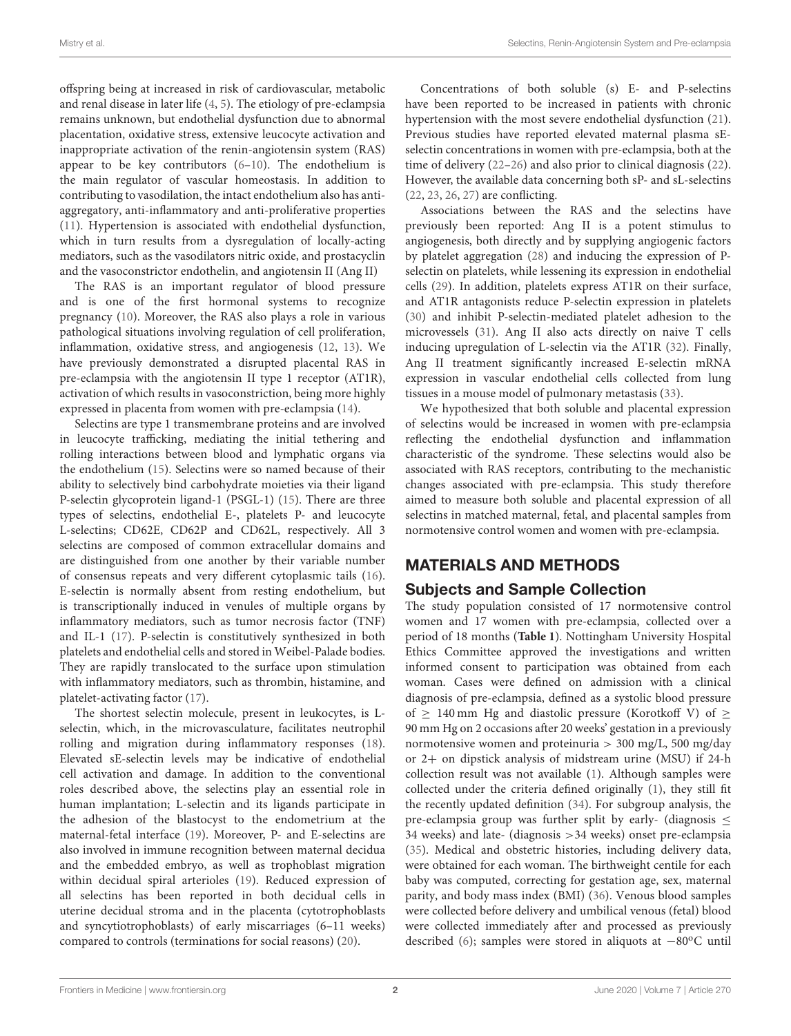offspring being at increased in risk of cardiovascular, metabolic and renal disease in later life (4, 5). The etiology of pre-eclampsia remains unknown, but endothelial dysfunction due to abnormal placentation, oxidative stress, extensive leucocyte activation and inappropriate activation of the renin-angiotensin system (RAS) appear to be key contributors (6–10). The endothelium is the main regulator of vascular homeostasis. In addition to contributing to vasodilation, the intact endothelium also has anti-aggregatory, anti-inflammatory and anti-proliferative properties (11). Hypertension is associated with endothelial dysfunction, which in turn results from a dysregulation of locally-acting mediators, such as the vasodilators nitric oxide, and prostacyclin and the vasoconstrictor endothelin, and angiotensin II (Ang II)

The RAS is an important regulator of blood pressure and is one of the first hormonal systems to recognize pregnancy (10). Moreover, the RAS also plays a role in various pathological situations involving regulation of cell proliferation, inflammation, oxidative stress, and angiogenesis (12, 13). We have previously demonstrated a disrupted placental RAS in pre-eclampsia with the angiotensin II type 1 receptor (AT1R), activation of which results in vasoconstriction, being more highly expressed in placenta from women with pre-eclampsia (14).

Selectins are type 1 transmembrane proteins and are involved in leucocyte trafficking, mediating the initial tethering and rolling interactions between blood and lymphatic organs via the endothelium (15). Selectins were so named because of their ability to selectively bind carbohydrate moieties via their ligand P-selectin glycoprotein ligand-1 (PSGL-1) (15). There are three types of selectins, endothelial E-, platelets P- and leucocyte L-selectins; CD62E, CD62P and CD62L, respectively. All 3 selectins are composed of common extracellular domains and are distinguished from one another by their variable number of consensus repeats and very different cytoplasmic tails (16). E-selectin is normally absent from resting endothelium, but is transcriptionally induced in venules of multiple organs by inflammatory mediators, such as tumor necrosis factor (TNF) and IL-1 (17). P-selectin is constitutively synthesized in both platelets and endothelial cells and stored in Weibel-Palade bodies. They are rapidly translocated to the surface upon stimulation with inflammatory mediators, such as thrombin, histamine, and platelet-activating factor (17).

The shortest selectin molecule, present in leukocytes, is L-selectin, which, in the microvasculature, facilitates neutrophil rolling and migration during inflammatory responses (18). Elevated sE-selectin levels may be indicative of endothelial cell activation and damage. In addition to the conventional roles described above, the selectins play an essential role in human implantation; L-selectin and its ligands participate in the adhesion of the blastocyst to the endometrium at the maternal-fetal interface (19). Moreover, P- and E-selectins are also involved in immune recognition between maternal decidua and the embedded embryo, as well as trophoblast migration within decidual spiral arterioles (19). Reduced expression of all selectins has been reported in both decidual cells in uterine decidual stroma and in the placenta (cytotrophoblasts and syncytiotrophoblasts) of early miscarriages (6–11 weeks) compared to controls (terminations for social reasons) (20).

Concentrations of both soluble (s) E- and P-selectins have been reported to be increased in patients with chronic hypertension with the most severe endothelial dysfunction (21). Previous studies have reported elevated maternal plasma sE-selectin concentrations in women with pre-eclampsia, both at the time of delivery (22–26) and also prior to clinical diagnosis (22). However, the available data concerning both sP- and sL-selectins (22, 23, 26, 27) are conflicting.

Associations between the RAS and the selectins have previously been reported: Ang II is a potent stimulus to angiogenesis, both directly and by supplying angiogenic factors by platelet aggregation (28) and inducing the expression of P-selectin on platelets, while lessening its expression in endothelial cells (29). In addition, platelets express AT1R on their surface, and AT1R antagonists reduce P-selectin expression in platelets (30) and inhibit P-selectin-mediated platelet adhesion to the microvessels (31). Ang II also acts directly on naive T cells inducing upregulation of L-selectin via the AT1R (32). Finally, Ang II treatment significantly increased E-selectin mRNA expression in vascular endothelial cells collected from lung tissues in a mouse model of pulmonary metastasis (33).

We hypothesized that both soluble and placental expression of selectins would be increased in women with pre-eclampsia reflecting the endothelial dysfunction and inflammation characteristic of the syndrome. These selectins would also be associated with RAS receptors, contributing to the mechanistic changes associated with pre-eclampsia. This study therefore aimed to measure both soluble and placental expression of all selectins in matched maternal, fetal, and placental samples from normotensive control women and women with pre-eclampsia.

## MATERIALS AND METHODS

### Subjects and Sample Collection

The study population consisted of 17 normotensive control women and 17 women with pre-eclampsia, collected over a period of 18 months (**Table 1**). Nottingham University Hospital Ethics Committee approved the investigations and written informed consent to participation was obtained from each woman. Cases were defined on admission with a clinical diagnosis of pre-eclampsia, defined as a systolic blood pressure of $\geq$ 140 mm Hg and diastolic pressure (Korotkoff V) of $\geq$ 90 mm Hg on 2 occasions after 20 weeks' gestation in a previously normotensive women and proteinuria > 300 mg/L, 500 mg/day or 2+ on dipstick analysis of midstream urine (MSU) if 24-h collection result was not available (1). Although samples were collected under the criteria defined originally (1), they still fit the recently updated definition (34). For subgroup analysis, the pre-eclampsia group was further split by early- (diagnosis $\leq$ 34 weeks) and late- (diagnosis >34 weeks) onset pre-eclampsia (35). Medical and obstetric histories, including delivery data, were obtained for each woman. The birthweight centile for each baby was computed, correcting for gestation age, sex, maternal parity, and body mass index (BMI) (36). Venous blood samples were collected before delivery and umbilical venous (fetal) blood were collected immediately after and processed as previously described (6); samples were stored in aliquots at −80°C until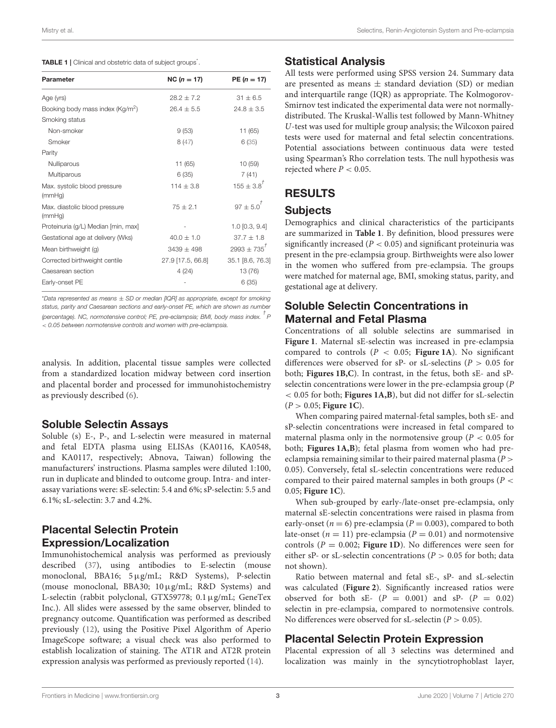**TABLE 1** | Clinical and obstetric data of subject groups*.

| Parameter | NC (n = 17) | PE (n = 17) |
|---|---|---|
| Age (yrs) | 28.2 ± 7.2 | 31 ± 6.5 |
| Booking body mass index (Kg/m$^2$) | 26.4 ± 5.5 | 24.8 ± 3.5 |
| Smoking status | | |
| Non-smoker | 9 (53) | 11 (65) |
| Smoker | 8 (47) | 6 (35) |
| Parity | | |
| Nulliparous | 11 (65) | 10 (59) |
| Multiparous | 6 (35) | 7 (41) |
| Max. systolic blood pressure (mmHg) | 114 ± 3.8 | 155 ± 3.8$^†$ |
| Max. diastolic blood pressure (mmHg) | 75 ± 2.1 | 97 ± 5.0$^†$ |
| Proteinuria (g/L) Median [min, max] | - | 1.0 [0.3, 9.4] |
| Gestational age at delivery (Wks) | 40.0 ± 1.0 | 37.7 ± 1.8 |
| Mean birthweight (g) | 3439 ± 498 | 2993 ± 735$^†$ |
| Corrected birthweight centile | 27.9 [17.5, 66.8] | 35.1 [8.6, 76.3] |
| Caesarean section | 4 (24) | 13 (76) |
| Early-onset PE | - | 6 (35) |

*Data represented as means ± SD or median [IQR] as appropriate, except for smoking status, parity and Caesarean sections and early-onset PE, which are shown as number (percentage). NC, normotensive control; PE, pre-eclampsia; BMI, body mass index. $^†$P < 0.05 between normotensive controls and women with pre-eclampsia.

analysis. In addition, placental tissue samples were collected from a standardized location midway between cord insertion and placental border and processed for immunohistochemistry as previously described (6).

## Soluble Selectin Assays

Soluble (s) E-, P-, and L-selectin were measured in maternal and fetal EDTA plasma using ELISAs (KA0116, KA0548, and KA0117, respectively; Abnova, Taiwan) following the manufacturers' instructions. Plasma samples were diluted 1:100, run in duplicate and blinded to outcome group. Intra- and inter-assay variations were: sE-selectin: 5.4 and 6%; sP-selectin: 5.5 and 6.1%; sL-selectin: 3.7 and 4.2%.

## Placental Selectin Protein Expression/Localization

Immunohistochemical analysis was performed as previously described (37), using antibodies to E-selectin (mouse monoclonal, BBA16; 5 μg/mL; R&D Systems), P-selectin (mouse monoclonal, BBA30; 10 μg/mL; R&D Systems) and L-selectin (rabbit polyclonal, GTX59778; 0.1 μg/mL; GeneTex Inc.). All slides were assessed by the same observer, blinded to pregnancy outcome. Quantification was performed as described previously (12), using the Positive Pixel Algorithm of Aperio ImageScope software; a visual check was also performed to establish localization of staining. The AT1R and AT2R protein expression analysis was performed as previously reported (14).

## Statistical Analysis

All tests were performed using SPSS version 24. Summary data are presented as means ± standard deviation (SD) or median and interquartile range (IQR) as appropriate. The Kolmogorov-Smirnov test indicated the experimental data were not normally-distributed. The Kruskal-Wallis test followed by Mann-Whitney U-test was used for multiple group analysis; the Wilcoxon paired tests were used for maternal and fetal selectin concentrations. Potential associations between continuous data were tested using Spearman's Rho correlation tests. The null hypothesis was rejected where $P < 0.05$.

# RESULTS

## Subjects

Demographics and clinical characteristics of the participants are summarized in **Table 1**. By definition, blood pressures were significantly increased ($P < 0.05$) and significant proteinuria was present in the pre-eclampsia group. Birthweights were also lower in the women who suffered from pre-eclampsia. The groups were matched for maternal age, BMI, smoking status, parity, and gestational age at delivery.

## Soluble Selectin Concentrations in Maternal and Fetal Plasma

Concentrations of all soluble selectins are summarised in **Figure 1**. Maternal sE-selectin was increased in pre-eclampsia compared to controls ($P < 0.05$; **Figure 1A**). No significant differences were observed for sP- or sL-selectins ($P > 0.05$ for both; **Figures 1B,C**). In contrast, in the fetus, both sE- and sP-selectin concentrations were lower in the pre-eclampsia group ($P < 0.05$ for both; **Figures 1A,B**), but did not differ for sL-selectin ($P > 0.05$; **Figure 1C**).

When comparing paired maternal-fetal samples, both sE- and sP-selectin concentrations were increased in fetal compared to maternal plasma only in the normotensive group ($P < 0.05$ for both; **Figures 1A,B**); fetal plasma from women who had pre-eclampsia remaining similar to their paired maternal plasma ($P > 0.05$). Conversely, fetal sL-selectin concentrations were reduced compared to their paired maternal samples in both groups ($P < 0.05$; **Figure 1C**).

When sub-grouped by early-/late-onset pre-eclampsia, only maternal sE-selectin concentrations were raised in plasma from early-onset ($n = 6$) pre-eclampsia ($P = 0.003$), compared to both late-onset ($n = 11$) pre-eclampsia ($P = 0.01$) and normotensive controls ($P = 0.002$; **Figure 1D**). No differences were seen for either sP- or sL-selectin concentrations ($P > 0.05$ for both; data not shown).

Ratio between maternal and fetal sE-, sP- and sL-selectin was calculated (**Figure 2**). Significantly increased ratios were observed for both sE- ($P = 0.001$) and sP- ($P = 0.02$) selectin in pre-eclampsia, compared to normotensive controls. No differences were observed for sL-selectin ($P > 0.05$).

## Placental Selectin Protein Expression

Placental expression of all 3 selectins was determined and localization was mainly in the syncytiotrophoblast layer,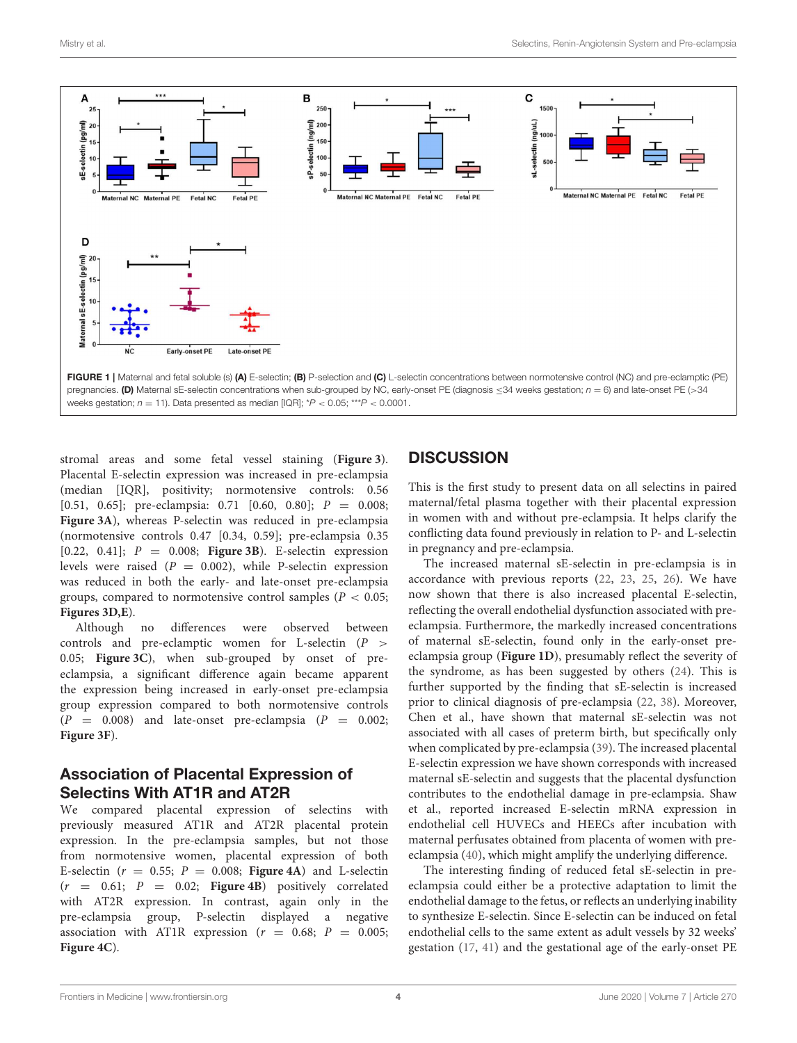FIGURE 1 | Maternal and fetal soluble (s) **(A)** E-selectin; **(B)** P-selection and **(C)** L-selectin concentrations between normotensive control (NC) and pre-eclamptic (PE) pregnancies. **(D)** Maternal sE-selectin concentrations when sub-grouped by NC, early-onset PE (diagnosis ≤34 weeks gestation; $n = 6$) and late-onset PE (>34 weeks gestation; $n = 11$). Data presented as median [IQR]; *$P < 0.05$; ***$P < 0.0001$.

stromal areas and some fetal vessel staining (**Figure 3**). Placental E-selectin expression was increased in pre-eclampsia (median [IQR], positivity; normotensive controls: 0.56 [0.51, 0.65]; pre-eclampsia: 0.71 [0.60, 0.80]; $P = 0.008$; **Figure 3A**), whereas P-selectin was reduced in pre-eclampsia (normotensive controls 0.47 [0.34, 0.59]; pre-eclampsia 0.35 [0.22, 0.41]; $P = 0.008$; **Figure 3B**). E-selectin expression levels were raised ($P = 0.002$), while P-selectin expression was reduced in both the early- and late-onset pre-eclampsia groups, compared to normotensive control samples ($P < 0.05$; **Figures 3D,E**).

Although no differences were observed between controls and pre-eclamptic women for L-selectin ($P > 0.05$; **Figure 3C**), when sub-grouped by onset of pre-eclampsia, a significant difference again became apparent the expression being increased in early-onset pre-eclampsia group expression compared to both normotensive controls ($P = 0.008$) and late-onset pre-eclampsia ($P = 0.002$; **Figure 3F**).

## Association of Placental Expression of Selectins With AT1R and AT2R

We compared placental expression of selectins with previously measured AT1R and AT2R placental protein expression. In the pre-eclampsia samples, but not those from normotensive women, placental expression of both E-selectin ($r = 0.55$; $P = 0.008$; **Figure 4A**) and L-selectin ($r = 0.61$; $P = 0.02$; **Figure 4B**) positively correlated with AT2R expression. In contrast, again only in the pre-eclampsia group, P-selectin displayed a negative association with AT1R expression ($r = 0.68$; $P = 0.005$; **Figure 4C**).

# DISCUSSION

This is the first study to present data on all selectins in paired maternal/fetal plasma together with their placental expression in women with and without pre-eclampsia. It helps clarify the conflicting data found previously in relation to P- and L-selectin in pregnancy and pre-eclampsia.

The increased maternal sE-selectin in pre-eclampsia is in accordance with previous reports (22, 23, 25, 26). We have now shown that there is also increased placental E-selectin, reflecting the overall endothelial dysfunction associated with pre-eclampsia. Furthermore, the markedly increased concentrations of maternal sE-selectin, found only in the early-onset pre-eclampsia group (**Figure 1D**), presumably reflect the severity of the syndrome, as has been suggested by others (24). This is further supported by the finding that sE-selectin is increased prior to clinical diagnosis of pre-eclampsia (22, 38). Moreover, Chen et al., have shown that maternal sE-selectin was not associated with all cases of preterm birth, but specifically only when complicated by pre-eclampsia (39). The increased placental E-selectin expression we have shown corresponds with increased maternal sE-selectin and suggests that the placental dysfunction contributes to the endothelial damage in pre-eclampsia. Shaw et al., reported increased E-selectin mRNA expression in endothelial cell HUVECs and HEECs after incubation with maternal perfusates obtained from placenta of women with pre-eclampsia (40), which might amplify the underlying difference.

The interesting finding of reduced fetal sE-selectin in pre-eclampsia could either be a protective adaptation to limit the endothelial damage to the fetus, or reflects an underlying inability to synthesize E-selectin. Since E-selectin can be induced on fetal endothelial cells to the same extent as adult vessels by 32 weeks' gestation (17, 41) and the gestational age of the early-onset PE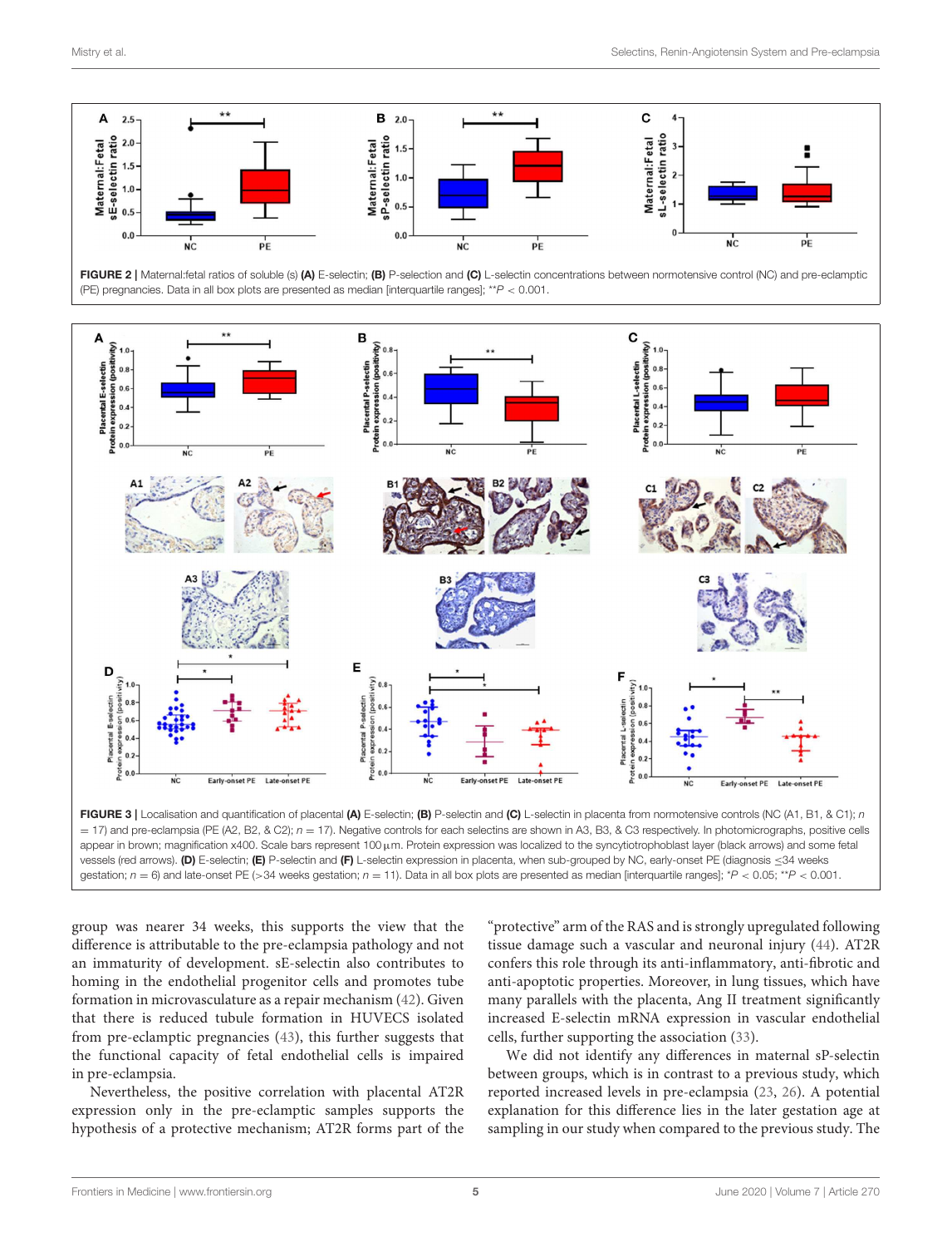FIGURE 2 | Maternal:fetal ratios of soluble (s) **(A)** E-selectin; **(B)** P-selection and **(C)** L-selectin concentrations between normotensive control (NC) and pre-eclamptic (PE) pregnancies. Data in all box plots are presented as median [interquartile ranges]; **$P < 0.001$.

FIGURE 3 | Localisation and quantification of placental **(A)** E-selectin; **(B)** P-selectin and **(C)** L-selectin in placenta from normotensive controls (NC (A1, B1, & C1); $n = 17$) and pre-eclampsia (PE (A2, B2, & C2); $n = 17$). Negative controls for each selectins are shown in A3, B3, & C3 respectively. In photomicrographs, positive cells appear in brown; magnification x400. Scale bars represent 100 µm. Protein expression was localized to the syncytiotrophoblast layer (black arrows) and some fetal vessels (red arrows). **(D)** E-selectin; **(E)** P-selectin and **(F)** L-selectin expression in placenta, when sub-grouped by NC, early-onset PE (diagnosis ≤34 weeks gestation; $n = 6$) and late-onset PE (>34 weeks gestation; $n = 11$). Data in all box plots are presented as median [interquartile ranges]; *$P < 0.05$; **$P < 0.001$.

group was nearer 34 weeks, this supports the view that the difference is attributable to the pre-eclampsia pathology and not an immaturity of development. sE-selectin also contributes to homing in the endothelial progenitor cells and promotes tube formation in microvasculature as a repair mechanism (42). Given that there is reduced tubule formation in HUVECS isolated from pre-eclamptic pregnancies (43), this further suggests that the functional capacity of fetal endothelial cells is impaired in pre-eclampsia.

Nevertheless, the positive correlation with placental AT2R expression only in the pre-eclamptic samples supports the hypothesis of a protective mechanism; AT2R forms part of the "protective" arm of the RAS and is strongly upregulated following tissue damage such a vascular and neuronal injury (44). AT2R confers this role through its anti-inflammatory, anti-fibrotic and anti-apoptotic properties. Moreover, in lung tissues, which have many parallels with the placenta, Ang II treatment significantly increased E-selectin mRNA expression in vascular endothelial cells, further supporting the association (33).

We did not identify any differences in maternal sP-selectin between groups, which is in contrast to a previous study, which reported increased levels in pre-eclampsia (23, 26). A potential explanation for this difference lies in the later gestation age at sampling in our study when compared to the previous study. The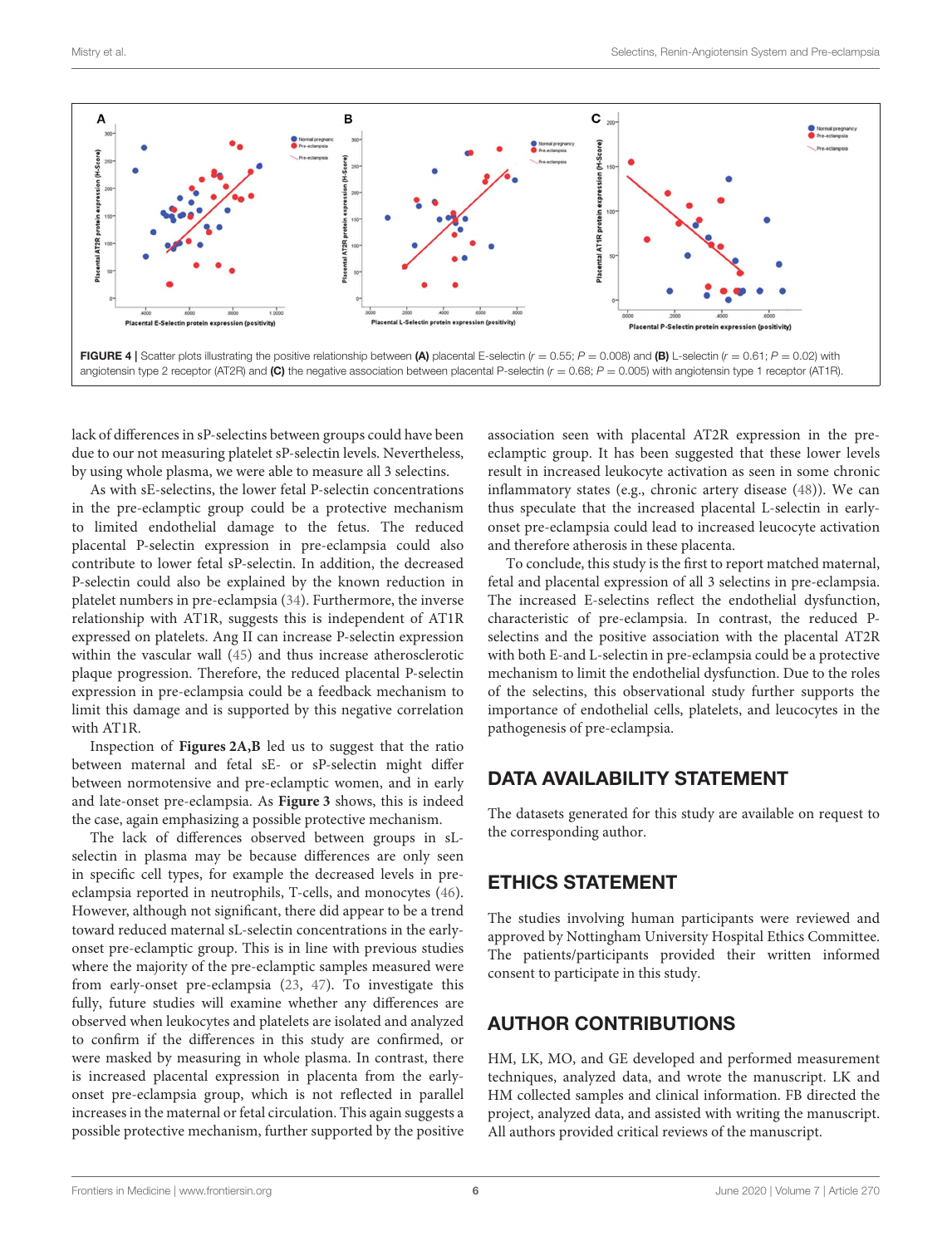**FIGURE 4** | Scatter plots illustrating the positive relationship between **(A)** placental E-selectin ($r = 0.55$; $P = 0.008$) and **(B)** L-selectin ($r = 0.61$; $P = 0.02$) with angiotensin type 2 receptor (AT2R) and **(C)** the negative association between placental P-selectin ($r = 0.68$; $P = 0.005$) with angiotensin type 1 receptor (AT1R).

lack of differences in sP-selectins between groups could have been due to our not measuring platelet sP-selectin levels. Nevertheless, by using whole plasma, we were able to measure all 3 selectins.

As with sE-selectins, the lower fetal P-selectin concentrations in the pre-eclamptic group could be a protective mechanism to limited endothelial damage to the fetus. The reduced placental P-selectin expression in pre-eclampsia could also contribute to lower fetal sP-selectin. In addition, the decreased P-selectin could also be explained by the known reduction in platelet numbers in pre-eclampsia (34). Furthermore, the inverse relationship with AT1R, suggests this is independent of AT1R expressed on platelets. Ang II can increase P-selectin expression within the vascular wall (45) and thus increase atherosclerotic plaque progression. Therefore, the reduced placental P-selectin expression in pre-eclampsia could be a feedback mechanism to limit this damage and is supported by this negative correlation with AT1R.

Inspection of **Figures 2A,B** led us to suggest that the ratio between maternal and fetal sE- or sP-selectin might differ between normotensive and pre-eclamptic women, and in early and late-onset pre-eclampsia. As **Figure 3** shows, this is indeed the case, again emphasizing a possible protective mechanism.

The lack of differences observed between groups in sL-selectin in plasma may be because differences are only seen in specific cell types, for example the decreased levels in pre-eclampsia reported in neutrophils, T-cells, and monocytes (46). However, although not significant, there did appear to be a trend toward reduced maternal sL-selectin concentrations in the early-onset pre-eclamptic group. This is in line with previous studies where the majority of the pre-eclamptic samples measured were from early-onset pre-eclampsia (23, 47). To investigate this fully, future studies will examine whether any differences are observed when leukocytes and platelets are isolated and analyzed to confirm if the differences in this study are confirmed, or were masked by measuring in whole plasma. In contrast, there is increased placental expression in placenta from the early-onset pre-eclampsia group, which is not reflected in parallel increases in the maternal or fetal circulation. This again suggests a possible protective mechanism, further supported by the positive association seen with placental AT2R expression in the pre-eclamptic group. It has been suggested that these lower levels result in increased leukocyte activation as seen in some chronic inflammatory states (e.g., chronic artery disease (48)). We can thus speculate that the increased placental L-selectin in early-onset pre-eclampsia could lead to increased leucocyte activation and therefore atherosis in these placenta.

To conclude, this study is the first to report matched maternal, fetal and placental expression of all 3 selectins in pre-eclampsia. The increased E-selectins reflect the endothelial dysfunction, characteristic of pre-eclampsia. In contrast, the reduced P-selectins and the positive association with the placental AT2R with both E-and L-selectin in pre-eclampsia could be a protective mechanism to limit the endothelial dysfunction. Due to the roles of the selectins, this observational study further supports the importance of endothelial cells, platelets, and leucocytes in the pathogenesis of pre-eclampsia.

## DATA AVAILABILITY STATEMENT

The datasets generated for this study are available on request to the corresponding author.

## ETHICS STATEMENT

The studies involving human participants were reviewed and approved by Nottingham University Hospital Ethics Committee. The patients/participants provided their written informed consent to participate in this study.

## AUTHOR CONTRIBUTIONS

HM, LK, MO, and GE developed and performed measurement techniques, analyzed data, and wrote the manuscript. LK and HM collected samples and clinical information. FB directed the project, analyzed data, and assisted with writing the manuscript. All authors provided critical reviews of the manuscript.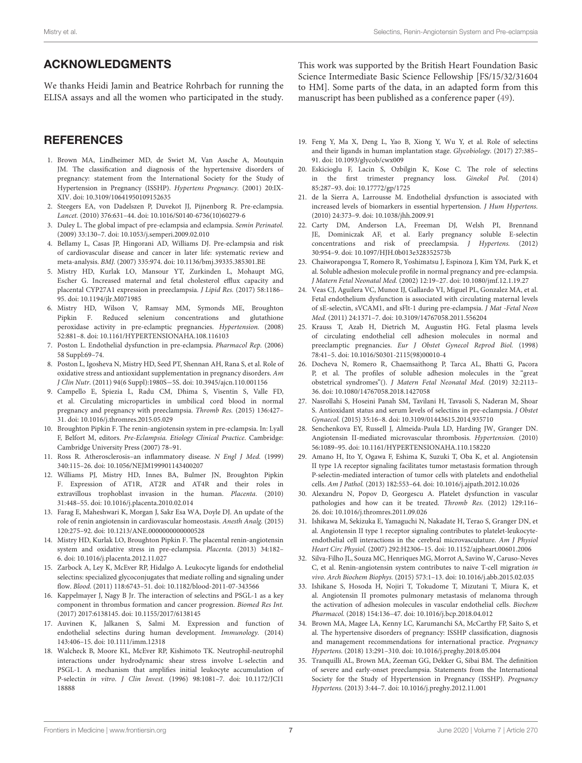## ACKNOWLEDGMENTS

We thanks Heidi Jamin and Beatrice Rohrbach for running the ELISA assays and all the women who participated in the study. This work was supported by the British Heart Foundation Basic Science Intermediate Basic Science Fellowship [FS/15/32/31604 to HM]. Some parts of the data, in an adapted form from this manuscript has been published as a conference paper (49).

## REFERENCES

1. Brown MA, Lindheimer MD, de Swiet M, Van Assche A, Moutquin JM. The classification and diagnosis of the hypertensive disorders of pregnancy: statement from the International Society for the Study of Hypertension in Pregnancy (ISSHP). *Hypertens Pregnancy.* (2001) 20:IX-XIV. doi: 10.3109/10641950109152635
2. Steegers EA, von Dadelszen P, Duvekot JJ, Pijnenborg R. Pre-eclampsia. *Lancet.* (2010) 376:631–44. doi: 10.1016/S0140-6736(10)60279-6
3. Duley L. The global impact of pre-eclampsia and eclampsia. *Semin Perinatol.* (2009) 33:130–7. doi: 10.1053/j.semperi.2009.02.010
4. Bellamy L, Casas JP, Hingorani AD, Williams DJ. Pre-eclampsia and risk of cardiovascular disease and cancer in later life: systematic review and meta-analysis. *BMJ.* (2007) 335:974. doi: 10.1136/bmj.39335.385301.BE
5. Mistry HD, Kurlak LO, Mansour YT, Zurkinden L, Mohaupt MG, Escher G. Increased maternal and fetal cholesterol efflux capacity and placental CYP27A1 expression in preeclampsia. *J Lipid Res.* (2017) 58:1186–95. doi: 10.1194/jlr.M071985
6. Mistry HD, Wilson V, Ramsay MM, Symonds ME, Broughton Pipkin F. Reduced selenium concentrations and glutathione peroxidase activity in pre-eclamptic pregnancies. *Hypertension.* (2008) 52:881–8. doi: 10.1161/HYPERTENSIONAHA.108.116103
7. Poston L. Endothelial dysfunction in pre-eclampsia. *Pharmacol Rep.* (2006) 58 Suppl:69–74.
8. Poston L, Igosheva N, Mistry HD, Seed PT, Shennan AH, Rana S, et al. Role of oxidative stress and antioxidant supplementation in pregnancy disorders. *Am J Clin Nutr.* (2011) 94(6 Suppl):1980S−5S. doi: 10.3945/ajcn.110.001156
9. Campello E, Spiezia L, Radu CM, Dhima S, Visentin S, Valle FD, et al. Circulating microparticles in umbilical cord blood in normal pregnancy and pregnancy with preeclampsia. *Thromb Res.* (2015) 136:427–31. doi: 10.1016/j.thromres.2015.05.029
10. Broughton Pipkin F. The renin-angiotensin system in pre-eclampsia. In: Lyall F, Belfort M, editors. *Pre-Eclampsia. Etiology Clinical Practice.* Cambridge: Cambridge University Press (2007) 78–91.
11. Ross R. Atherosclerosis–an inflammatory disease. *N Engl J Med.* (1999) 340:115–26. doi: 10.1056/NEJM199901143400207
12. Williams PJ, Mistry HD, Innes BA, Bulmer JN, Broughton Pipkin F. Expression of AT1R, AT2R and AT4R and their roles in extravillous trophoblast invasion in the human. *Placenta.* (2010) 31:448–55. doi: 10.1016/j.placenta.2010.02.014
13. Farag E, Maheshwari K, Morgan J, Sakr Esa WA, Doyle DJ. An update of the role of renin angiotensin in cardiovascular homeostasis. *Anesth Analg.* (2015) 120:275–92. doi: 10.1213/ANE.0000000000000528
14. Mistry HD, Kurlak LO, Broughton Pipkin F. The placental renin-angiotensin system and oxidative stress in pre-eclampsia. *Placenta.* (2013) 34:182–6. doi: 10.1016/j.placenta.2012.11.027
15. Zarbock A, Ley K, McEver RP, Hidalgo A. Leukocyte ligands for endothelial selectins: specialized glycoconjugates that mediate rolling and signaling under flow. *Blood.* (2011) 118:6743–51. doi: 10.1182/blood-2011-07-343566
16. Kappelmayer J, Nagy B Jr. The interaction of selectins and PSGL-1 as a key component in thrombus formation and cancer progression. *Biomed Res Int.* (2017) 2017:6138145. doi: 10.1155/2017/6138145
17. Auvinen K, Jalkanen S, Salmi M. Expression and function of endothelial selectins during human development. *Immunology.* (2014) 143:406–15. doi: 10.1111/imm.12318
18. Walcheck B, Moore KL, McEver RP, Kishimoto TK. Neutrophil-neutrophil interactions under hydrodynamic shear stress involve L-selectin and PSGL-1. A mechanism that amplifies initial leukocyte accumulation of P-selectin *in vitro*. *J Clin Invest.* (1996) 98:1081–7. doi: 10.1172/JCI118888
19. Feng Y, Ma X, Deng L, Yao B, Xiong Y, Wu Y, et al. Role of selectins and their ligands in human implantation stage. *Glycobiology.* (2017) 27:385–91. doi: 10.1093/glycob/cwx009
20. Eskicioglu F, Lacin S, Ozbilgin K, Kose C. The role of selectins in the first trimester pregnancy loss. *Ginekol Pol.* (2014) 85:287–93. doi: 10.17772/gp/1725
21. de la Sierra A, Larrousse M. Endothelial dysfunction is associated with increased levels of biomarkers in essential hypertension. *J Hum Hypertens.* (2010) 24:373–9. doi: 10.1038/jhh.2009.91
22. Carty DM, Anderson LA, Freeman DJ, Welsh PI, Brennand JE, Dominiczak AF, et al. Early pregnancy soluble E-selectin concentrations and risk of preeclampsia. *J Hypertens.* (2012) 30:954–9. doi: 10.1097/HJH.0b013e328352573b
23. Chaiworapongsa T, Romero R, Yoshimatsu J, Espinoza J, Kim YM, Park K, et al. Soluble adhesion molecule profile in normal pregnancy and pre-eclampsia. *J Matern Fetal Neonatal Med.* (2002) 12:19–27. doi: 10.1080/jmf.12.1.19.27
24. Veas CJ, Aguilera VC, Munoz IJ, Gallardo VI, Miguel PL, Gonzalez MA, et al. Fetal endothelium dysfunction is associated with circulating maternal levels of sE-selectin, sVCAM1, and sFlt-1 during pre-eclampsia. *J Mat -Fetal Neon Med.* (2011) 24:1371–7. doi: 10.3109/14767058.2011.556204
25. Krauss T, Azab H, Dietrich M, Augustin HG. Fetal plasma levels of circulating endothelial cell adhesion molecules in normal and preeclamptic pregnancies. *Eur J Obstet Gynecol Reprod Biol.* (1998) 78:41–5. doi: 10.1016/S0301-2115(98)00010-4
26. Docheva N, Romero R, Chaemsaithong P, Tarca AL, Bhatti G, Pacora P, et al. The profiles of soluble adhesion molecules in the "great obstetrical syndromes"(). *J Matern Fetal Neonatal Med.* (2019) 32:2113–36. doi: 10.1080/14767058.2018.1427058
27. Nasrollahi S, Hoseini Panah SM, Tavilani H, Tavasoli S, Naderan M, Shoar S. Antioxidant status and serum levels of selectins in pre-eclampsia. *J Obstet Gynaecol.* (2015) 35:16–8. doi: 10.3109/01443615.2014.935710
28. Senchenkova EY, Russell J, Almeida-Paula LD, Harding JW, Granger DN. Angiotensin II-mediated microvascular thrombosis. *Hypertension.* (2010) 56:1089–95. doi: 10.1161/HYPERTENSIONAHA.110.158220
29. Amano H, Ito Y, Ogawa F, Eshima K, Suzuki T, Oba K, et al. Angiotensin II type 1A receptor signaling facilitates tumor metastasis formation through P-selectin-mediated interaction of tumor cells with platelets and endothelial cells. *Am J Pathol.* (2013) 182:553–64. doi: 10.1016/j.ajpath.2012.10.026
30. Alexandru N, Popov D, Georgescu A. Platelet dysfunction in vascular pathologies and how can it be treated. *Thromb Res.* (2012) 129:116–26. doi: 10.1016/j.thromres.2011.09.026
31. Ishikawa M, Sekizuka E, Yamaguchi N, Nakadate H, Terao S, Granger DN, et al. Angiotensin II type 1 receptor signaling contributes to platelet-leukocyte-endothelial cell interactions in the cerebral microvasculature. *Am J Physiol Heart Circ Physiol.* (2007) 292:H2306–15. doi: 10.1152/ajpheart.00601.2006
32. Silva-Filho JL, Souza MC, Henriques MG, Morrot A, Savino W, Caruso-Neves C, et al. Renin-angiotensin system contributes to naive T-cell migration *in vivo*. *Arch Biochem Biophys.* (2015) 573:1–13. doi: 10.1016/j.abb.2015.02.035
33. Ishikane S, Hosoda H, Nojiri T, Tokudome T, Mizutani T, Miura K, et al. Angiotensin II promotes pulmonary metastasis of melanoma through the activation of adhesion molecules in vascular endothelial cells. *Biochem Pharmacol.* (2018) 154:136–47. doi: 10.1016/j.bcp.2018.04.012
34. Brown MA, Magee LA, Kenny LC, Karumanchi SA, McCarthy FP, Saito S, et al. The hypertensive disorders of pregnancy: ISSHP classification, diagnosis and management recommendations for international practice. *Pregnancy Hypertens.* (2018) 13:291–310. doi: 10.1016/j.preghy.2018.05.004
35. Tranquilli AL, Brown MA, Zeeman GG, Dekker G, Sibai BM. The definition of severe and early-onset preeclampsia. Statements from the International Society for the Study of Hypertension in Pregnancy (ISSHP). *Pregnancy Hypertens.* (2013) 3:44–7. doi: 10.1016/j.preghy.2012.11.001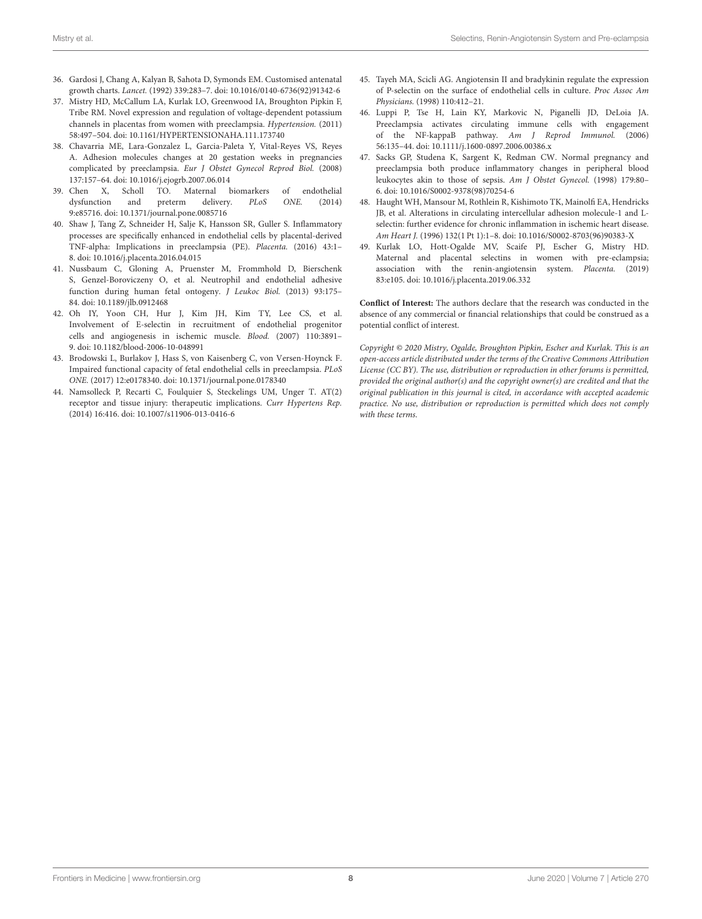36. Gardosi J, Chang A, Kalyan B, Sahota D, Symonds EM. Customised antenatal growth charts. *Lancet.* (1992) 339:283–7. doi: 10.1016/0140-6736(92)91342-6
37. Mistry HD, McCallum LA, Kurlak LO, Greenwood IA, Broughton Pipkin F, Tribe RM. Novel expression and regulation of voltage-dependent potassium channels in placentas from women with preeclampsia. *Hypertension.* (2011) 58:497–504. doi: 10.1161/HYPERTENSIONAHA.111.173740
38. Chavarria ME, Lara-Gonzalez L, Garcia-Paleta Y, Vital-Reyes VS, Reyes A. Adhesion molecules changes at 20 gestation weeks in pregnancies complicated by preeclampsia. *Eur J Obstet Gynecol Reprod Biol.* (2008) 137:157–64. doi: 10.1016/j.ejogrb.2007.06.014
39. Chen X, Scholl TO. Maternal biomarkers of endothelial dysfunction and preterm delivery. *PLoS ONE.* (2014) 9:e85716. doi: 10.1371/journal.pone.0085716
40. Shaw J, Tang Z, Schneider H, Salje K, Hansson SR, Guller S. Inflammatory processes are specifically enhanced in endothelial cells by placental-derived TNF-alpha: Implications in preeclampsia (PE). *Placenta.* (2016) 43:1–8. doi: 10.1016/j.placenta.2016.04.015
41. Nussbaum C, Gloning A, Pruenster M, Frommhold D, Bierschenk S, Genzel-Boroviczeny O, et al. Neutrophil and endothelial adhesive function during human fetal ontogeny. *J Leukoc Biol.* (2013) 93:175–84. doi: 10.1189/jlb.0912468
42. Oh IY, Yoon CH, Hur J, Kim JH, Kim TY, Lee CS, et al. Involvement of E-selectin in recruitment of endothelial progenitor cells and angiogenesis in ischemic muscle. *Blood.* (2007) 110:3891–9. doi: 10.1182/blood-2006-10-048991
43. Brodowski L, Burlakov J, Hass S, von Kaisenberg C, von Versen-Hoynck F. Impaired functional capacity of fetal endothelial cells in preeclampsia. *PLoS ONE.* (2017) 12:e0178340. doi: 10.1371/journal.pone.0178340
44. Namsolleck P, Recarti C, Foulquier S, Steckelings UM, Unger T. AT(2) receptor and tissue injury: therapeutic implications. *Curr Hypertens Rep.* (2014) 16:416. doi: 10.1007/s11906-013-0416-6
45. Tayeh MA, Scicli AG. Angiotensin II and bradykinin regulate the expression of P-selectin on the surface of endothelial cells in culture. *Proc Assoc Am Physicians.* (1998) 110:412–21.
46. Luppi P, Tse H, Lain KY, Markovic N, Piganelli JD, DeLoia JA. Preeclampsia activates circulating immune cells with engagement of the NF-kappaB pathway. *Am J Reprod Immunol.* (2006) 56:135–44. doi: 10.1111/j.1600-0897.2006.00386.x
47. Sacks GP, Studena K, Sargent K, Redman CW. Normal pregnancy and preeclampsia both produce inflammatory changes in peripheral blood leukocytes akin to those of sepsis. *Am J Obstet Gynecol.* (1998) 179:80–6. doi: 10.1016/S0002-9378(98)70254-6
48. Haught WH, Mansour M, Rothlein R, Kishimoto TK, Mainolfi EA, Hendricks JB, et al. Alterations in circulating intercellular adhesion molecule-1 and L-selectin: further evidence for chronic inflammation in ischemic heart disease. *Am Heart J.* (1996) 132(1 Pt 1):1–8. doi: 10.1016/S0002-8703(96)90383-X
49. Kurlak LO, Hott-Ogalde MV, Scaife PJ, Escher G, Mistry HD. Maternal and placental selectins in women with pre-eclampsia; association with the renin-angiotensin system. *Placenta.* (2019) 83:e105. doi: 10.1016/j.placenta.2019.06.332

**Conflict of Interest:** The authors declare that the research was conducted in the absence of any commercial or financial relationships that could be construed as a potential conflict of interest.

*Copyright © 2020 Mistry, Ogalde, Broughton Pipkin, Escher and Kurlak. This is an open-access article distributed under the terms of the Creative Commons Attribution License (CC BY). The use, distribution or reproduction in other forums is permitted, provided the original author(s) and the copyright owner(s) are credited and that the original publication in this journal is cited, in accordance with accepted academic practice. No use, distribution or reproduction is permitted which does not comply with these terms.*